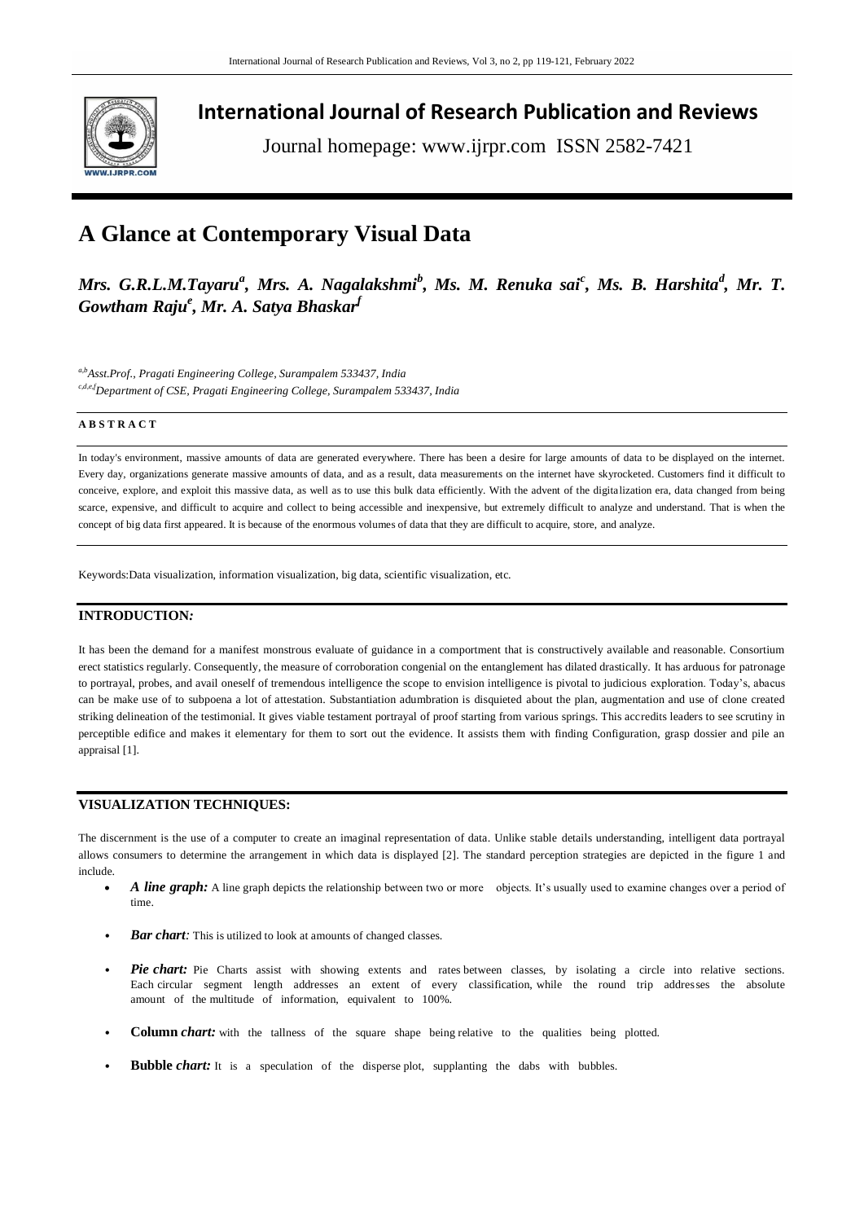# International Journal of Research Publication and Reviews

Journal homepage: www.ijrpr.com ISSN 2582-7421

# A Glance at Contemporary Visual Data

***Mrs. G.R.L.M.Tayaru[a], Mrs. A. Nagalakshmi[b], Ms. M. Renuka sai[c], Ms. B. Harshita[d], Mr. T. Gowtham Raju[e], Mr. A. Satya Bhaskar[f]***

*[a,b]Asst.Prof., Pragati Engineering College, Surampalem 533437, India*
*[c,d,e,f]Department of CSE, Pragati Engineering College, Surampalem 533437, India*

**A B S T R A C T**

In today's environment, massive amounts of data are generated everywhere. There has been a desire for large amounts of data to be displayed on the internet. Every day, organizations generate massive amounts of data, and as a result, data measurements on the internet have skyrocketed. Customers find it difficult to conceive, explore, and exploit this massive data, as well as to use this bulk data efficiently. With the advent of the digitalization era, data changed from being scarce, expensive, and difficult to acquire and collect to being accessible and inexpensive, but extremely difficult to analyze and understand. That is when the concept of big data first appeared. It is because of the enormous volumes of data that they are difficult to acquire, store, and analyze.

Keywords:Data visualization, information visualization, big data, scientific visualization, etc.

## INTRODUCTION*:*

It has been the demand for a manifest monstrous evaluate of guidance in a comportment that is constructively available and reasonable. Consortium erect statistics regularly. Consequently, the measure of corroboration congenial on the entanglement has dilated drastically. It has arduous for patronage to portrayal, probes, and avail oneself of tremendous intelligence the scope to envision intelligence is pivotal to judicious exploration. Today's, abacus can be make use of to subpoena a lot of attestation. Substantiation adumbration is disquieted about the plan, augmentation and use of clone created striking delineation of the testimonial. It gives viable testament portrayal of proof starting from various springs. This accredits leaders to see scrutiny in perceptible edifice and makes it elementary for them to sort out the evidence. It assists them with finding Configuration, grasp dossier and pile an appraisal [1].

## VISUALIZATION TECHNIQUES:

The discernment is the use of a computer to create an imaginal representation of data. Unlike stable details understanding, intelligent data portrayal allows consumers to determine the arrangement in which data is displayed [2]. The standard perception strategies are depicted in the figure 1 and include.

- ***A line graph:*** A line graph depicts the relationship between two or more objects. It's usually used to examine changes over a period of time.
- ***Bar chart:*** This is utilized to look at amounts of changed classes.
- ***Pie chart:*** Pie Charts assist with showing extents and rates between classes, by isolating a circle into relative sections. Each circular segment length addresses an extent of every classification, while the round trip addresses the absolute amount of the multitude of information, equivalent to 100%.
- **Column** ***chart:*** with the tallness of the square shape being relative to the qualities being plotted.
- **Bubble** ***chart:*** It is a speculation of the disperse plot, supplanting the dabs with bubbles.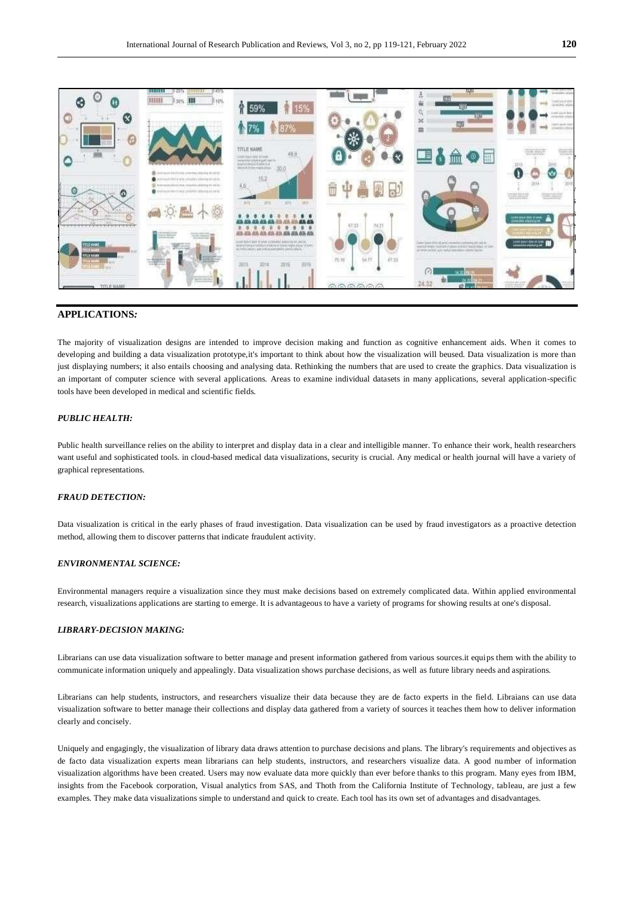## APPLICATIONS:

The majority of visualization designs are intended to improve decision making and function as cognitive enhancement aids. When it comes to developing and building a data visualization prototype,it's important to think about how the visualization will beused. Data visualization is more than just displaying numbers; it also entails choosing and analysing data. Rethinking the numbers that are used to create the graphics. Data visualization is an important of computer science with several applications. Areas to examine individual datasets in many applications, several application-specific tools have been developed in medical and scientific fields.

### *PUBLIC HEALTH:*

Public health surveillance relies on the ability to interpret and display data in a clear and intelligible manner. To enhance their work, health researchers want useful and sophisticated tools. in cloud-based medical data visualizations, security is crucial. Any medical or health journal will have a variety of graphical representations.

### *FRAUD DETECTION:*

Data visualization is critical in the early phases of fraud investigation. Data visualization can be used by fraud investigators as a proactive detection method, allowing them to discover patterns that indicate fraudulent activity.

### *ENVIRONMENTAL SCIENCE:*

Environmental managers require a visualization since they must make decisions based on extremely complicated data. Within applied environmental research, visualizations applications are starting to emerge. It is advantageous to have a variety of programs for showing results at one's disposal.

### *LIBRARY-DECISION MAKING:*

Librarians can use data visualization software to better manage and present information gathered from various sources.it equips them with the ability to communicate information uniquely and appealingly. Data visualization shows purchase decisions, as well as future library needs and aspirations.

Librarians can help students, instructors, and researchers visualize their data because they are de facto experts in the field. Libraians can use data visualization software to better manage their collections and display data gathered from a variety of sources it teaches them how to deliver information clearly and concisely.

Uniquely and engagingly, the visualization of library data draws attention to purchase decisions and plans. The library's requirements and objectives as de facto data visualization experts mean librarians can help students, instructors, and researchers visualize data. A good number of information visualization algorithms have been created. Users may now evaluate data more quickly than ever before thanks to this program. Many eyes from IBM, insights from the Facebook corporation, Visual analytics from SAS, and Thoth from the California Institute of Technology, tableau, are just a few examples. They make data visualizations simple to understand and quick to create. Each tool has its own set of advantages and disadvantages.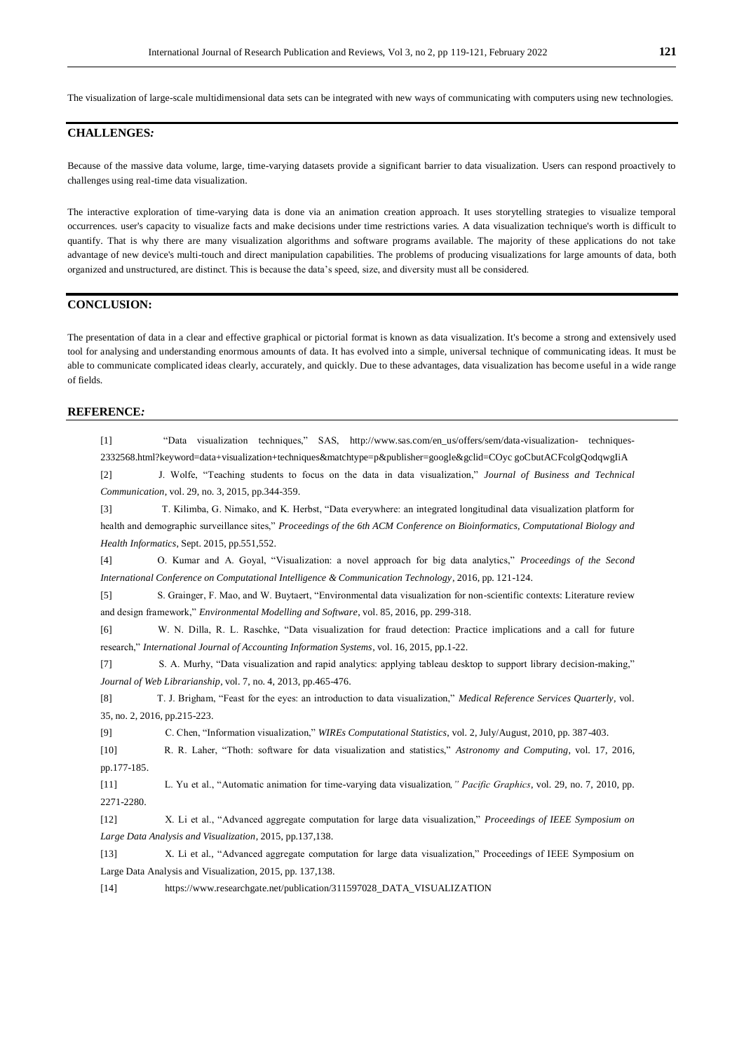The visualization of large-scale multidimensional data sets can be integrated with new ways of communicating with computers using new technologies.

## CHALLENGES*:*

Because of the massive data volume, large, time-varying datasets provide a significant barrier to data visualization. Users can respond proactively to challenges using real-time data visualization.

The interactive exploration of time-varying data is done via an animation creation approach. It uses storytelling strategies to visualize temporal occurrences. user's capacity to visualize facts and make decisions under time restrictions varies. A data visualization technique's worth is difficult to quantify. That is why there are many visualization algorithms and software programs available. The majority of these applications do not take advantage of new device's multi-touch and direct manipulation capabilities. The problems of producing visualizations for large amounts of data, both organized and unstructured, are distinct. This is because the data's speed, size, and diversity must all be considered.

## CONCLUSION:

The presentation of data in a clear and effective graphical or pictorial format is known as data visualization. It's become a strong and extensively used tool for analysing and understanding enormous amounts of data. It has evolved into a simple, universal technique of communicating ideas. It must be able to communicate complicated ideas clearly, accurately, and quickly. Due to these advantages, data visualization has become useful in a wide range of fields.

## REFERENCE*:*

[1] "Data visualization techniques," SAS, http://www.sas.com/en_us/offers/sem/data-visualization- techniques-2332568.html?keyword=data+visualization+techniques&matchtype=p&publisher=google&gclid=COyc goCbutACFcolgQodqwgIiA

[2] J. Wolfe, "Teaching students to focus on the data in data visualization," *Journal of Business and Technical Communication*, vol. 29, no. 3, 2015, pp.344-359.

[3] T. Kilimba, G. Nimako, and K. Herbst, "Data everywhere: an integrated longitudinal data visualization platform for health and demographic surveillance sites," *Proceedings of the 6th ACM Conference on Bioinformatics, Computational Biology and Health Informatics*, Sept. 2015, pp.551,552.

[4] O. Kumar and A. Goyal, "Visualization: a novel approach for big data analytics," *Proceedings of the Second International Conference on Computational Intelligence & Communication Technology*, 2016, pp. 121-124.

[5] S. Grainger, F. Mao, and W. Buytaert, "Environmental data visualization for non-scientific contexts: Literature review and design framework," *Environmental Modelling and Software*, vol. 85, 2016, pp. 299-318.

[6] W. N. Dilla, R. L. Raschke, "Data visualization for fraud detection: Practice implications and a call for future research," *International Journal of Accounting Information Systems*, vol. 16, 2015, pp.1-22.

[7] S. A. Murhy, "Data visualization and rapid analytics: applying tableau desktop to support library decision-making," *Journal of Web Librarianship*, vol. 7, no. 4, 2013, pp.465-476.

[8] T. J. Brigham, "Feast for the eyes: an introduction to data visualization," *Medical Reference Services Quarterly*, vol. 35, no. 2, 2016, pp.215-223.

[9] C. Chen, "Information visualization," *WIREs Computational Statistics*, vol. 2, July/August, 2010, pp. 387-403.

[10] R. R. Laher, "Thoth: software for data visualization and statistics," *Astronomy and Computing*, vol. 17, 2016, pp.177-185.

[11] L. Yu et al., "Automatic animation for time-varying data visualization*," Pacific Graphics*, vol. 29, no. 7, 2010, pp. 2271-2280.

[12] X. Li et al., "Advanced aggregate computation for large data visualization," *Proceedings of IEEE Symposium on Large Data Analysis and Visualization*, 2015, pp.137,138.

[13] X. Li et al., "Advanced aggregate computation for large data visualization," Proceedings of IEEE Symposium on Large Data Analysis and Visualization, 2015, pp. 137,138.

[14] https://www.researchgate.net/publication/311597028_DATA_VISUALIZATION